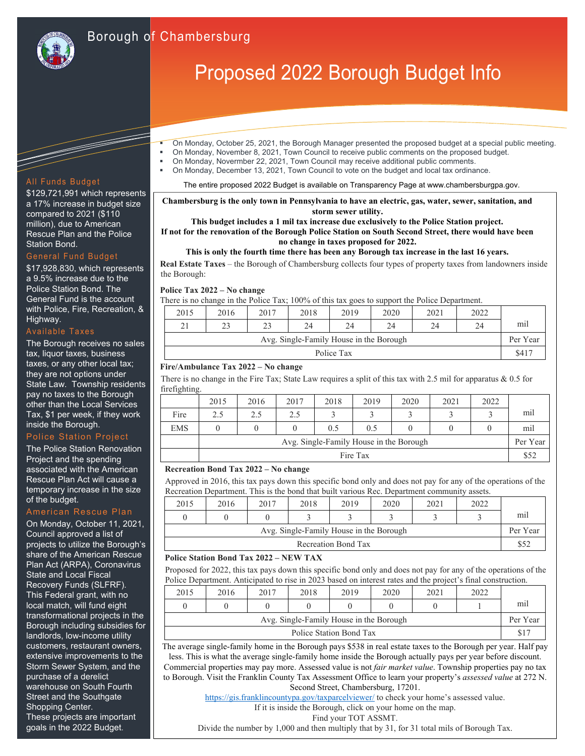# Borough of Chambersburg

# Proposed 2022 Borough Budget Info

- On Monday, October 25, 2021, the Borough Manager presented the proposed budget at a special public meeting.
- On Monday, November 8, 2021, Town Council to receive public comments on the proposed budget.
- On Monday, Novermber 22, 2021, Town Council may receive additional public comments.
- On Monday, December 13, 2021, Town Council to vote on the budget and local tax ordinance.

The entire proposed 2022 Budget is available on Transparency Page at www.chambersburgpa.gov.

**Chambersburg is the only town in Pennsylvania to have an electric, gas, water, sewer, sanitation, and storm sewer utility.**

**This budget includes a 1 mil tax increase due exclusively to the Police Station project.**

**If not for the renovation of the Borough Police Station on South Second Street, there would have been no change in taxes proposed for 2022.**

**This is only the fourth time there has been any Borough tax increase in the last 16 years.**

**Real Estate Taxes** – the Borough of Chambersburg collects four types of property taxes from landowners inside the Borough:

**Police Tax 2022 – No change**

There is no change in the Police Tax; 100% of this tax goes to support the Police Department.

| 2015 | 2016 | 2017 | 2018 | 2019 | 2020 | 2021 | 2022 | |
|---|---|---|---|---|---|---|---|---|
| 21 | 23 | 23 | 24 | 24 | 24 | 24 | 24 | mil |
| Avg. Single-Family House in the Borough | | | | | | | | Per Year |
| Police Tax | | | | | | | | $417 |

**Fire/Ambulance Tax 2022 – No change**

There is no change in the Fire Tax; State Law requires a split of this tax with 2.5 mil for apparatus & 0.5 for firefighting.

| | 2015 | 2016 | 2017 | 2018 | 2019 | 2020 | 2021 | 2022 | |
|---|---|---|---|---|---|---|---|---|---|
| Fire | 2.5 | 2.5 | 2.5 | 3 | 3 | 3 | 3 | 3 | mil |
| EMS | 0 | 0 | 0 | 0.5 | 0.5 | 0 | 0 | 0 | mil |
| | Avg. Single-Family House in the Borough | | | | | | | | Per Year |
| | Fire Tax | | | | | | | | $52 |

**Recreation Bond Tax 2022 – No change**

Approved in 2016, this tax pays down this specific bond only and does not pay for any of the operations of the Recreation Department. This is the bond that built various Rec. Department community assets.

| 2015 | 2016 | 2017 | 2018 | 2019 | 2020 | 2021 | 2022 | |
|---|---|---|---|---|---|---|---|---|
| 0 | 0 | 0 | 3 | 3 | 3 | 3 | 3 | mil |
| Avg. Single-Family House in the Borough | | | | | | | | Per Year |
| Recreation Bond Tax | | | | | | | | $52 |

**Police Station Bond Tax 2022 – NEW TAX**

Proposed for 2022, this tax pays down this specific bond only and does not pay for any of the operations of the Police Department. Anticipated to rise in 2023 based on interest rates and the project's final construction.

| 2015 | 2016 | 2017 | 2018 | 2019 | 2020 | 2021 | 2022 | |
|---|---|---|---|---|---|---|---|---|
| 0 | 0 | 0 | 0 | 0 | 0 | 0 | 1 | mil |
| Avg. Single-Family House in the Borough | | | | | | | | Per Year |
| Police Station Bond Tax | | | | | | | | $17 |

The average single-family home in the Borough pays $538 in real estate taxes to the Borough per year. Half pay less. This is what the average single-family home inside the Borough actually pays per year before discount. Commercial properties may pay more. Assessed value is not *fair market value*. Township properties pay no tax to Borough. Visit the Franklin County Tax Assessment Office to learn your property's *assessed value* at 272 N. Second Street, Chambersburg, 17201.

https://gis.franklincountypa.gov/taxparcelviewer/ to check your home's assessed value.

If it is inside the Borough, click on your home on the map.

Find your TOT ASSMT.

Divide the number by 1,000 and then multiply that by 31, for 31 total mils of Borough Tax.

## All Funds Budget

$129,721,991 which represents a 17% increase in budget size compared to 2021 ($110 million), due to American Rescue Plan and the Police Station Bond.

## General Fund Budget

$17,928,830, which represents a 9.5% increase due to the Police Station Bond. The General Fund is the account with Police, Fire, Recreation, & Highway.

## Available Taxes

The Borough receives no sales tax, liquor taxes, business taxes, or any other local tax; they are not options under State Law. Township residents pay no taxes to the Borough other than the Local Services Tax, $1 per week, if they work inside the Borough.

## Police Station Project

The Police Station Renovation Project and the spending associated with the American Rescue Plan Act will cause a temporary increase in the size of the budget.

## American Rescue Plan

On Monday, October 11, 2021, Council approved a list of projects to utilize the Borough's share of the American Rescue Plan Act (ARPA), Coronavirus State and Local Fiscal Recovery Funds (SLFRF). This Federal grant, with no local match, will fund eight transformational projects in the Borough including subsidies for landlords, low-income utility customers, restaurant owners, extensive improvements to the Storm Sewer System, and the purchase of a derelict warehouse on South Fourth Street and the Southgate Shopping Center.

These projects are important goals in the 2022 Budget.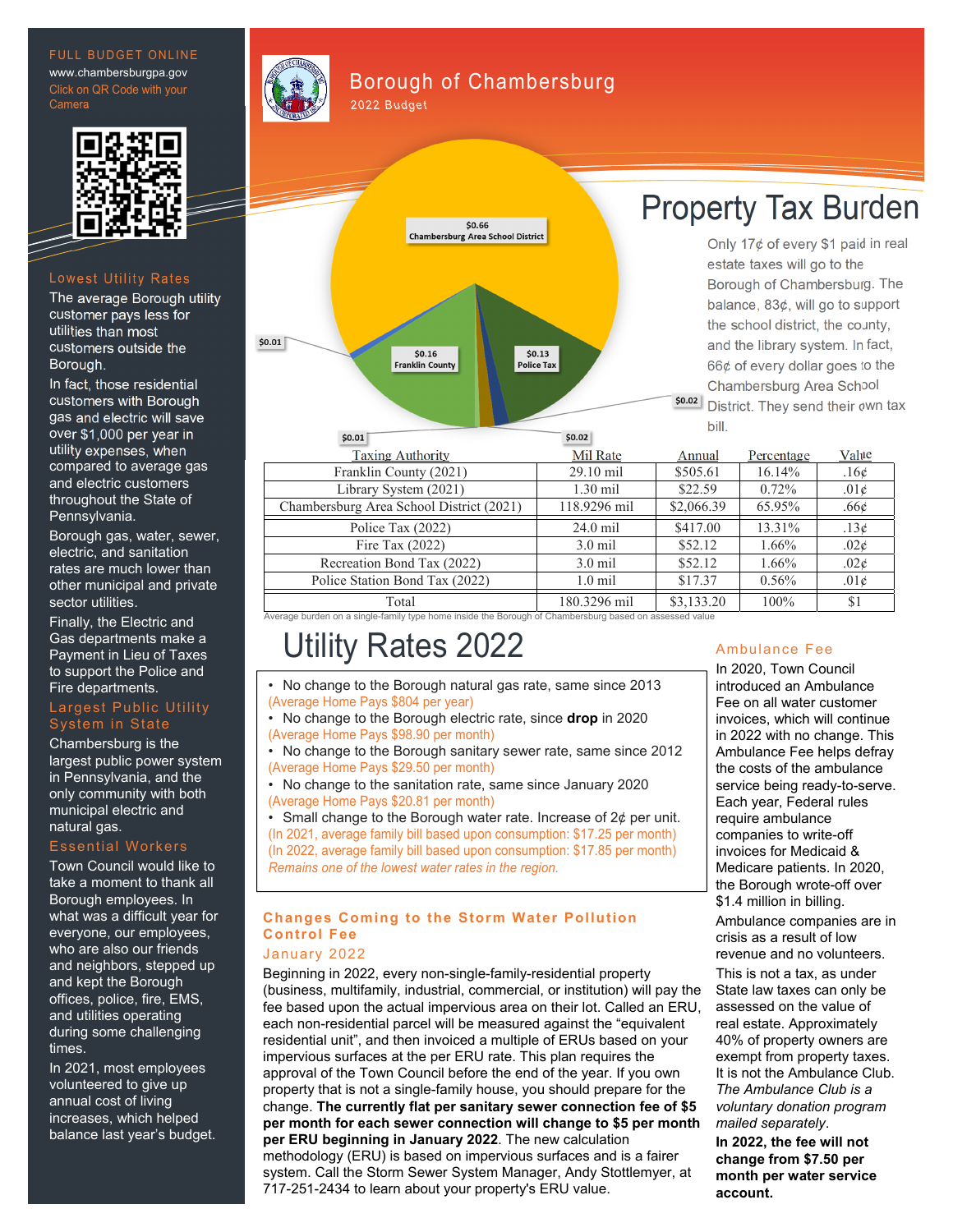FULL BUDGET ONLINE

www.chambersburgpa.gov

Click on QR Code with your Camera

## Lowest Utility Rates

The average Borough utility customer pays less for utilities than most customers outside the Borough.

In fact, those residential customers with Borough gas and electric will save over $1,000 per year in utility expenses, when compared to average gas and electric customers throughout the State of Pennsylvania.

Borough gas, water, sewer, electric, and sanitation rates are much lower than other municipal and private sector utilities.

Finally, the Electric and Gas departments make a Payment in Lieu of Taxes to support the Police and Fire departments.

## Largest Public Utility System in State

Chambersburg is the largest public power system in Pennsylvania, and the only community with both municipal electric and natural gas.

## Essential Workers

Town Council would like to take a moment to thank all Borough employees. In what was a difficult year for everyone, our employees, who are also our friends and neighbors, stepped up and kept the Borough offices, police, fire, EMS, and utilities operating during some challenging times.

In 2021, most employees volunteered to give up annual cost of living increases, which helped balance last year's budget.

# Borough of Chambersburg

2022 Budget

## Property Tax Burden

$0.66 Chambersburg Area School District

$0.16 Franklin County

$0.13 Police Tax

$0.01

$0.02

$0.01

$0.02

Only 17¢ of every $1 paid in real estate taxes will go to the Borough of Chambersburg. The balance, 83¢, will go to support the school district, the county, and the library system. In fact, 66¢ of every dollar goes to the Chambersburg Area School District. They send their own tax bill.

| Taxing Authority | Mil Rate | Annual | Percentage | Value |
|---|---|---|---|---|
| Franklin County (2021) | 29.10 mil | $505.61 | 16.14% | .16¢ |
| Library System (2021) | 1.30 mil | $22.59 | 0.72% | .01¢ |
| Chambersburg Area School District (2021) | 118.9296 mil | $2,066.39 | 65.95% | .66¢ |
| Police Tax (2022) | 24.0 mil | $417.00 | 13.31% | .13¢ |
| Fire Tax (2022) | 3.0 mil | $52.12 | 1.66% | .02¢ |
| Recreation Bond Tax (2022) | 3.0 mil | $52.12 | 1.66% | .02¢ |
| Police Station Bond Tax (2022) | 1.0 mil | $17.37 | 0.56% | .01¢ |
| Total | 180.3296 mil | $3,133.20 | 100% | $1 |

Average burden on a single-family type home inside the Borough of Chambersburg based on assessed value

# Utility Rates 2022

- No change to the Borough natural gas rate, same since 2013
  (Average Home Pays $804 per year)
- No change to the Borough electric rate, since **drop** in 2020
  (Average Home Pays $98.90 per month)
- No change to the Borough sanitary sewer rate, same since 2012
  (Average Home Pays $29.50 per month)
- No change to the sanitation rate, same since January 2020
  (Average Home Pays $20.81 per month)
- Small change to the Borough water rate. Increase of 2¢ per unit.
  (In 2021, average family bill based upon consumption: $17.25 per month)
  (In 2022, average family bill based upon consumption: $17.85 per month)
  *Remains one of the lowest water rates in the region.*

## Changes Coming to the Storm Water Pollution Control Fee

### January 2022

Beginning in 2022, every non-single-family-residential property (business, multifamily, industrial, commercial, or institution) will pay the fee based upon the actual impervious area on their lot. Called an ERU, each non-residential parcel will be measured against the "equivalent residential unit", and then invoiced a multiple of ERUs based on your impervious surfaces at the per ERU rate. This plan requires the approval of the Town Council before the end of the year. If you own property that is not a single-family house, you should prepare for the change. **The currently flat per sanitary sewer connection fee of $5 per month for each sewer connection will change to $5 per month per ERU beginning in January 2022**. The new calculation methodology (ERU) is based on impervious surfaces and is a fairer system. Call the Storm Sewer System Manager, Andy Stottlemyer, at 717-251-2434 to learn about your property's ERU value.

## Ambulance Fee

In 2020, Town Council introduced an Ambulance Fee on all water customer invoices, which will continue in 2022 with no change. This Ambulance Fee helps defray the costs of the ambulance service being ready-to-serve. Each year, Federal rules require ambulance companies to write-off invoices for Medicaid & Medicare patients. In 2020, the Borough wrote-off over $1.4 million in billing.

Ambulance companies are in crisis as a result of low revenue and no volunteers.

This is not a tax, as under State law taxes can only be assessed on the value of real estate. Approximately 40% of property owners are exempt from property taxes. It is not the Ambulance Club. *The Ambulance Club is a voluntary donation program mailed separately*.

**In 2022, the fee will not change from $7.50 per month per water service account.**